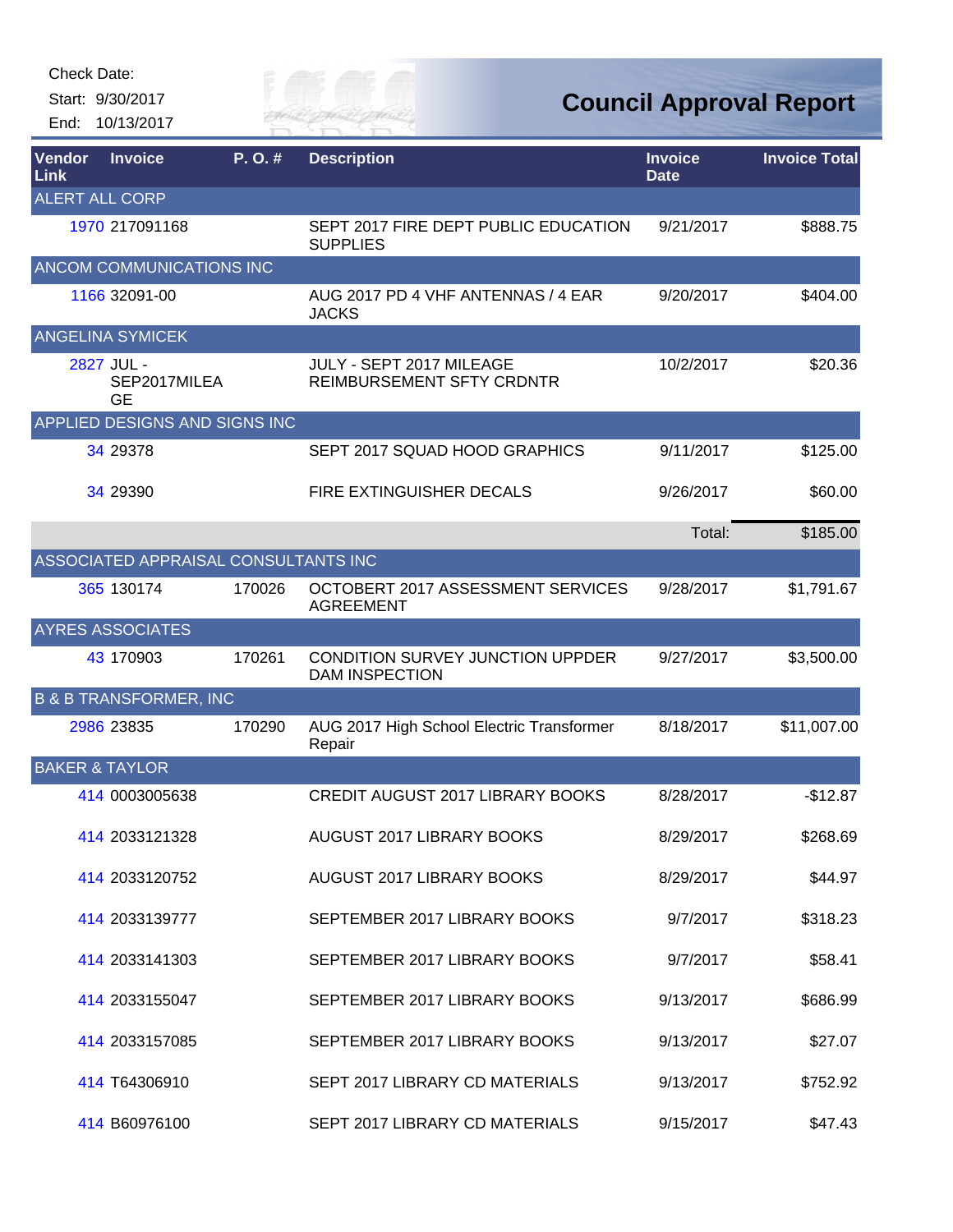Check Date:

Start: 9/30/2017

End: 10/13/2017

# Council Approval Report

| Vendor Link | Invoice | P. O. # | Description | Invoice Date | Invoice Total |
|---|---|---|---|---|---|
| **ALERT ALL CORP** | | | | | |
| 1970 | 217091168 | | SEPT 2017 FIRE DEPT PUBLIC EDUCATION SUPPLIES | 9/21/2017 | $888.75 |
| **ANCOM COMMUNICATIONS INC** | | | | | |
| 1166 | 32091-00 | | AUG 2017 PD 4 VHF ANTENNAS / 4 EAR JACKS | 9/20/2017 | $404.00 |
| **ANGELINA SYMICEK** | | | | | |
| 2827 | JUL - SEP2017MILEAGE | | JULY - SEPT 2017 MILEAGE REIMBURSEMENT SFTY CRDNTR | 10/2/2017 | $20.36 |
| **APPLIED DESIGNS AND SIGNS INC** | | | | | |
| 34 | 29378 | | SEPT 2017 SQUAD HOOD GRAPHICS | 9/11/2017 | $125.00 |
| 34 | 29390 | | FIRE EXTINGUISHER DECALS | 9/26/2017 | $60.00 |
| | | | | Total: | $185.00 |
| **ASSOCIATED APPRAISAL CONSULTANTS INC** | | | | | |
| 365 | 130174 | 170026 | OCTOBERT 2017 ASSESSMENT SERVICES AGREEMENT | 9/28/2017 | $1,791.67 |
| **AYRES ASSOCIATES** | | | | | |
| 43 | 170903 | 170261 | CONDITION SURVEY JUNCTION UPPDER DAM INSPECTION | 9/27/2017 | $3,500.00 |
| **B & B TRANSFORMER, INC** | | | | | |
| 2986 | 23835 | 170290 | AUG 2017 High School Electric Transformer Repair | 8/18/2017 | $11,007.00 |
| **BAKER & TAYLOR** | | | | | |
| 414 | 0003005638 | | CREDIT AUGUST 2017 LIBRARY BOOKS | 8/28/2017 | -$12.87 |
| 414 | 2033121328 | | AUGUST 2017 LIBRARY BOOKS | 8/29/2017 | $268.69 |
| 414 | 2033120752 | | AUGUST 2017 LIBRARY BOOKS | 8/29/2017 | $44.97 |
| 414 | 2033139777 | | SEPTEMBER 2017 LIBRARY BOOKS | 9/7/2017 | $318.23 |
| 414 | 2033141303 | | SEPTEMBER 2017 LIBRARY BOOKS | 9/7/2017 | $58.41 |
| 414 | 2033155047 | | SEPTEMBER 2017 LIBRARY BOOKS | 9/13/2017 | $686.99 |
| 414 | 2033157085 | | SEPTEMBER 2017 LIBRARY BOOKS | 9/13/2017 | $27.07 |
| 414 | T64306910 | | SEPT 2017 LIBRARY CD MATERIALS | 9/13/2017 | $752.92 |
| 414 | B60976100 | | SEPT 2017 LIBRARY CD MATERIALS | 9/15/2017 | $47.43 |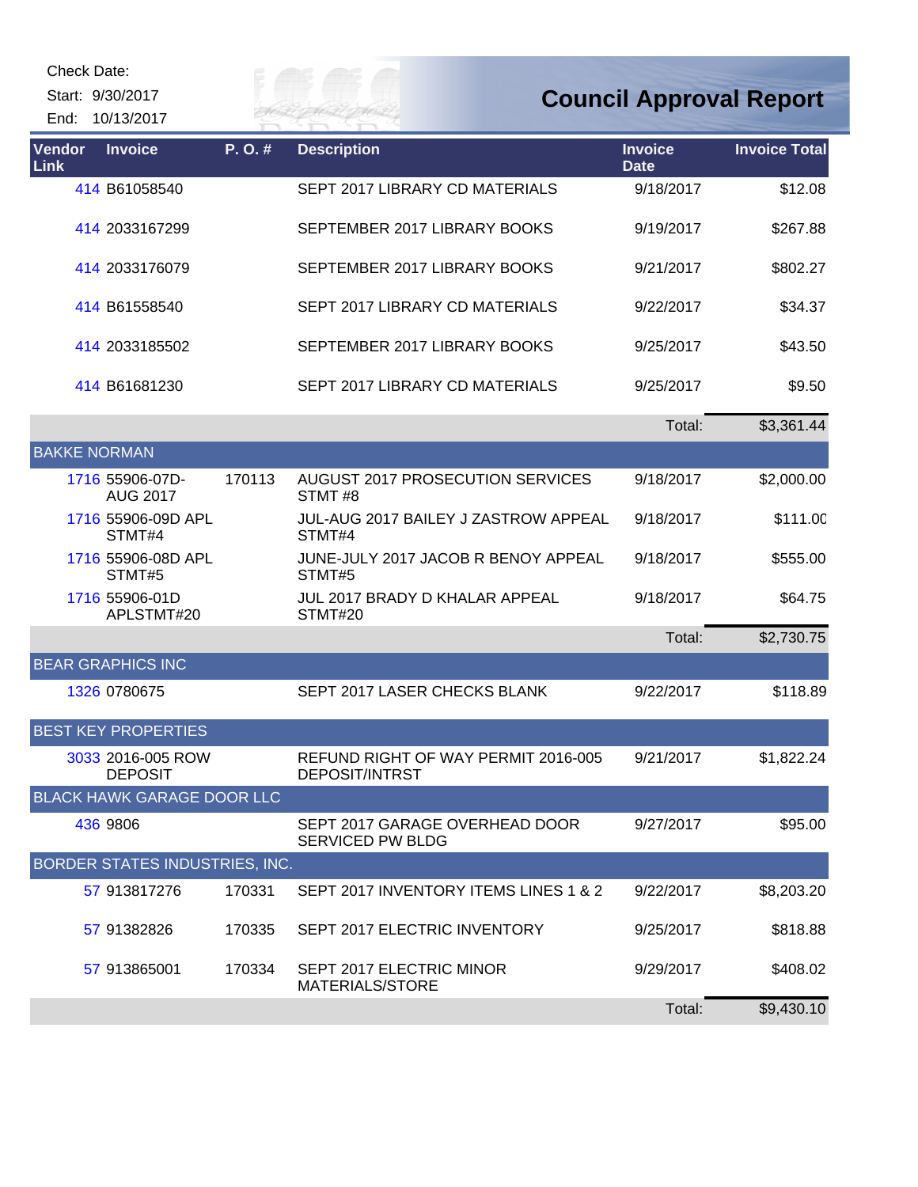Check Date:

Start: 9/30/2017

End: 10/13/2017

# Council Approval Report

| Vendor Link | Invoice | P. O. # | Description | Invoice Date | Invoice Total |
|---|---|---|---|---|---|
| 414 | B61058540 | | SEPT 2017 LIBRARY CD MATERIALS | 9/18/2017 | $12.08 |
| 414 | 2033167299 | | SEPTEMBER 2017 LIBRARY BOOKS | 9/19/2017 | $267.88 |
| 414 | 2033176079 | | SEPTEMBER 2017 LIBRARY BOOKS | 9/21/2017 | $802.27 |
| 414 | B61558540 | | SEPT 2017 LIBRARY CD MATERIALS | 9/22/2017 | $34.37 |
| 414 | 2033185502 | | SEPTEMBER 2017 LIBRARY BOOKS | 9/25/2017 | $43.50 |
| 414 | B61681230 | | SEPT 2017 LIBRARY CD MATERIALS | 9/25/2017 | $9.50 |
| | | | | Total: | $3,361.44 |
| **BAKKE NORMAN** | | | | | |
| 1716 | 55906-07D-AUG 2017 | 170113 | AUGUST 2017 PROSECUTION SERVICES STMT #8 | 9/18/2017 | $2,000.00 |
| 1716 | 55906-09D APL STMT#4 | | JUL-AUG 2017 BAILEY J ZASTROW APPEAL STMT#4 | 9/18/2017 | $111.00 |
| 1716 | 55906-08D APL STMT#5 | | JUNE-JULY 2017 JACOB R BENOY APPEAL STMT#5 | 9/18/2017 | $555.00 |
| 1716 | 55906-01D APLSTMT#20 | | JUL 2017 BRADY D KHALAR APPEAL STMT#20 | 9/18/2017 | $64.75 |
| | | | | Total: | $2,730.75 |
| **BEAR GRAPHICS INC** | | | | | |
| 1326 | 0780675 | | SEPT 2017 LASER CHECKS BLANK | 9/22/2017 | $118.89 |
| **BEST KEY PROPERTIES** | | | | | |
| 3033 | 2016-005 ROW DEPOSIT | | REFUND RIGHT OF WAY PERMIT 2016-005 DEPOSIT/INTRST | 9/21/2017 | $1,822.24 |
| **BLACK HAWK GARAGE DOOR LLC** | | | | | |
| 436 | 9806 | | SEPT 2017 GARAGE OVERHEAD DOOR SERVICED PW BLDG | 9/27/2017 | $95.00 |
| **BORDER STATES INDUSTRIES, INC.** | | | | | |
| 57 | 913817276 | 170331 | SEPT 2017 INVENTORY ITEMS LINES 1 & 2 | 9/22/2017 | $8,203.20 |
| 57 | 91382826 | 170335 | SEPT 2017 ELECTRIC INVENTORY | 9/25/2017 | $818.88 |
| 57 | 913865001 | 170334 | SEPT 2017 ELECTRIC MINOR MATERIALS/STORE | 9/29/2017 | $408.02 |
| | | | | Total: | $9,430.10 |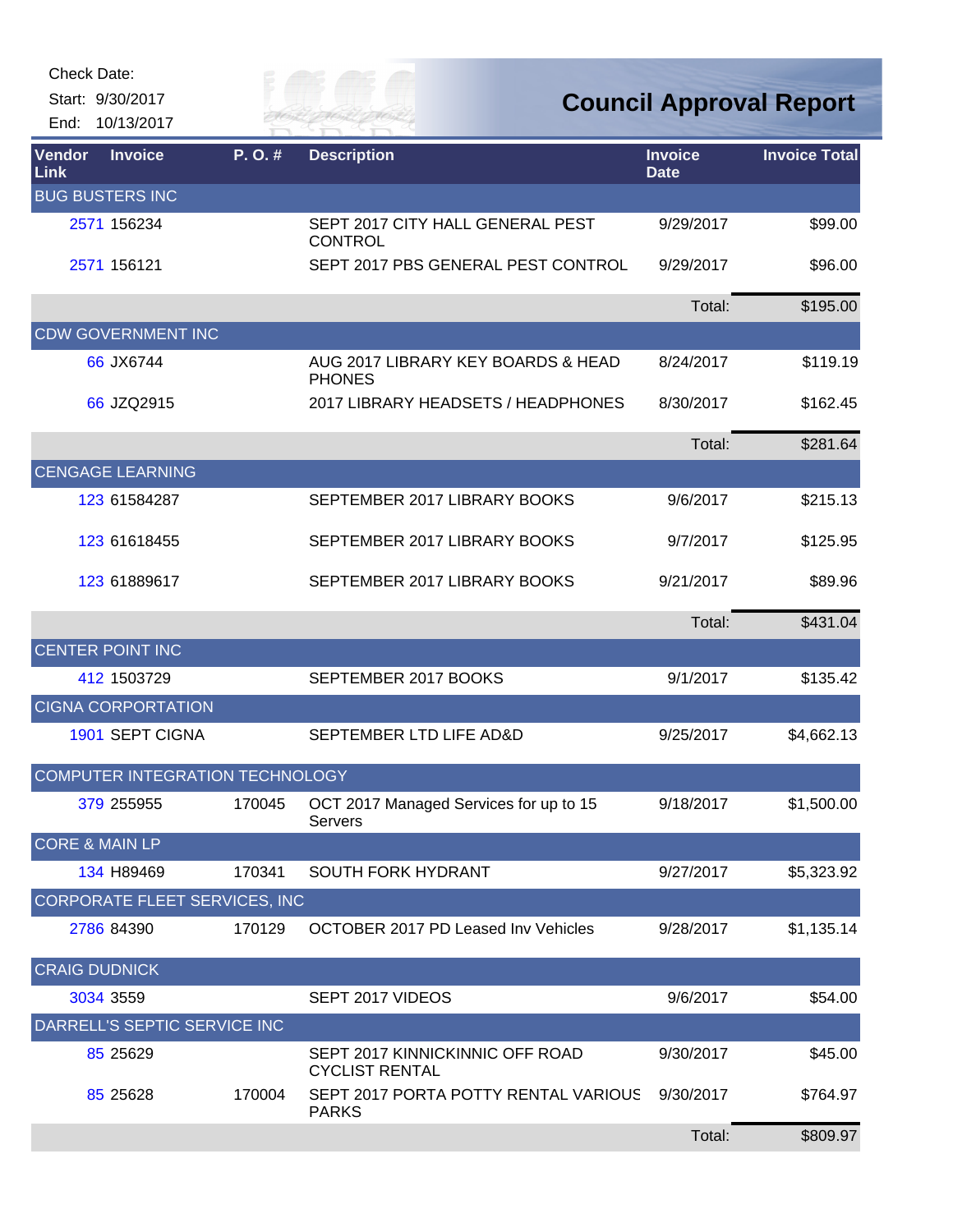Check Date:

Start: 9/30/2017

End: 10/13/2017

# Council Approval Report

| Vendor Link | Invoice | P. O. # | Description | Invoice Date | Invoice Total |
|---|---|---|---|---|---|
| BUG BUSTERS INC | | | | | |
| 2571 | 156234 | | SEPT 2017 CITY HALL GENERAL PEST CONTROL | 9/29/2017 | $99.00 |
| 2571 | 156121 | | SEPT 2017 PBS GENERAL PEST CONTROL | 9/29/2017 | $96.00 |
| | | | | Total: | $195.00 |
| CDW GOVERNMENT INC | | | | | |
| 66 | JX6744 | | AUG 2017 LIBRARY KEY BOARDS & HEAD PHONES | 8/24/2017 | $119.19 |
| 66 | JZQ2915 | | 2017 LIBRARY HEADSETS / HEADPHONES | 8/30/2017 | $162.45 |
| | | | | Total: | $281.64 |
| CENGAGE LEARNING | | | | | |
| 123 | 61584287 | | SEPTEMBER 2017 LIBRARY BOOKS | 9/6/2017 | $215.13 |
| 123 | 61618455 | | SEPTEMBER 2017 LIBRARY BOOKS | 9/7/2017 | $125.95 |
| 123 | 61889617 | | SEPTEMBER 2017 LIBRARY BOOKS | 9/21/2017 | $89.96 |
| | | | | Total: | $431.04 |
| CENTER POINT INC | | | | | |
| 412 | 1503729 | | SEPTEMBER 2017 BOOKS | 9/1/2017 | $135.42 |
| CIGNA CORPORATION | | | | | |
| 1901 | SEPT CIGNA | | SEPTEMBER LTD LIFE AD&D | 9/25/2017 | $4,662.13 |
| COMPUTER INTEGRATION TECHNOLOGY | | | | | |
| 379 | 255955 | 170045 | OCT 2017 Managed Services for up to 15 Servers | 9/18/2017 | $1,500.00 |
| CORE & MAIN LP | | | | | |
| 134 | H89469 | 170341 | SOUTH FORK HYDRANT | 9/27/2017 | $5,323.92 |
| CORPORATE FLEET SERVICES, INC | | | | | |
| 2786 | 84390 | 170129 | OCTOBER 2017 PD Leased Inv Vehicles | 9/28/2017 | $1,135.14 |
| CRAIG DUDNICK | | | | | |
| 3034 | 3559 | | SEPT 2017 VIDEOS | 9/6/2017 | $54.00 |
| DARRELL'S SEPTIC SERVICE INC | | | | | |
| 85 | 25629 | | SEPT 2017 KINNICKINNIC OFF ROAD CYCLIST RENTAL | 9/30/2017 | $45.00 |
| 85 | 25628 | 170004 | SEPT 2017 PORTA POTTY RENTAL VARIOUS PARKS | 9/30/2017 | $764.97 |
| | | | | Total: | $809.97 |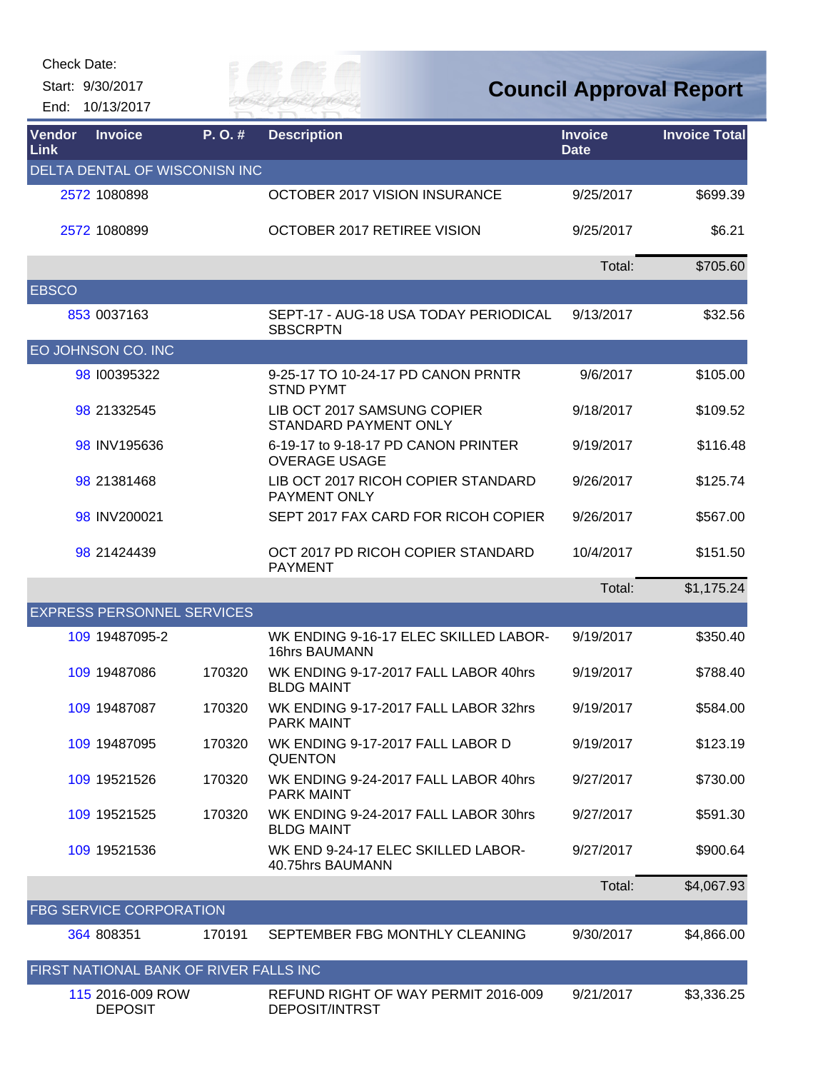Check Date:

Start: 9/30/2017

End: 10/13/2017

# Council Approval Report

| Vendor Link | Invoice | P. O. # | Description | Invoice Date | Invoice Total |
|---|---|---|---|---|---|
| DELTA DENTAL OF WISCONISN INC | | | | | |
| 2572 | 1080898 | | OCTOBER 2017 VISION INSURANCE | 9/25/2017 | $699.39 |
| 2572 | 1080899 | | OCTOBER 2017 RETIREE VISION | 9/25/2017 | $6.21 |
| | | | | Total: | $705.60 |
| EBSCO | | | | | |
| 853 | 0037163 | | SEPT-17 - AUG-18 USA TODAY PERIODICAL SBSCRPTN | 9/13/2017 | $32.56 |
| EO JOHNSON CO. INC | | | | | |
| 98 | I00395322 | | 9-25-17 TO 10-24-17 PD CANON PRNTR STND PYMT | 9/6/2017 | $105.00 |
| 98 | 21332545 | | LIB OCT 2017 SAMSUNG COPIER STANDARD PAYMENT ONLY | 9/18/2017 | $109.52 |
| 98 | INV195636 | | 6-19-17 to 9-18-17 PD CANON PRINTER OVERAGE USAGE | 9/19/2017 | $116.48 |
| 98 | 21381468 | | LIB OCT 2017 RICOH COPIER STANDARD PAYMENT ONLY | 9/26/2017 | $125.74 |
| 98 | INV200021 | | SEPT 2017 FAX CARD FOR RICOH COPIER | 9/26/2017 | $567.00 |
| 98 | 21424439 | | OCT 2017 PD RICOH COPIER STANDARD PAYMENT | 10/4/2017 | $151.50 |
| | | | | Total: | $1,175.24 |
| EXPRESS PERSONNEL SERVICES | | | | | |
| 109 | 19487095-2 | | WK ENDING 9-16-17 ELEC SKILLED LABOR-16hrs BAUMANN | 9/19/2017 | $350.40 |
| 109 | 19487086 | 170320 | WK ENDING 9-17-2017 FALL LABOR 40hrs BLDG MAINT | 9/19/2017 | $788.40 |
| 109 | 19487087 | 170320 | WK ENDING 9-17-2017 FALL LABOR 32hrs PARK MAINT | 9/19/2017 | $584.00 |
| 109 | 19487095 | 170320 | WK ENDING 9-17-2017 FALL LABOR D QUENTON | 9/19/2017 | $123.19 |
| 109 | 19521526 | 170320 | WK ENDING 9-24-2017 FALL LABOR 40hrs PARK MAINT | 9/27/2017 | $730.00 |
| 109 | 19521525 | 170320 | WK ENDING 9-24-2017 FALL LABOR 30hrs BLDG MAINT | 9/27/2017 | $591.30 |
| 109 | 19521536 | | WK END 9-24-17 ELEC SKILLED LABOR-40.75hrs BAUMANN | 9/27/2017 | $900.64 |
| | | | | Total: | $4,067.93 |
| FBG SERVICE CORPORATION | | | | | |
| 364 | 808351 | 170191 | SEPTEMBER FBG MONTHLY CLEANING | 9/30/2017 | $4,866.00 |
| FIRST NATIONAL BANK OF RIVER FALLS INC | | | | | |
| 115 | 2016-009 ROW DEPOSIT | | REFUND RIGHT OF WAY PERMIT 2016-009 DEPOSIT/INTRST | 9/21/2017 | $3,336.25 |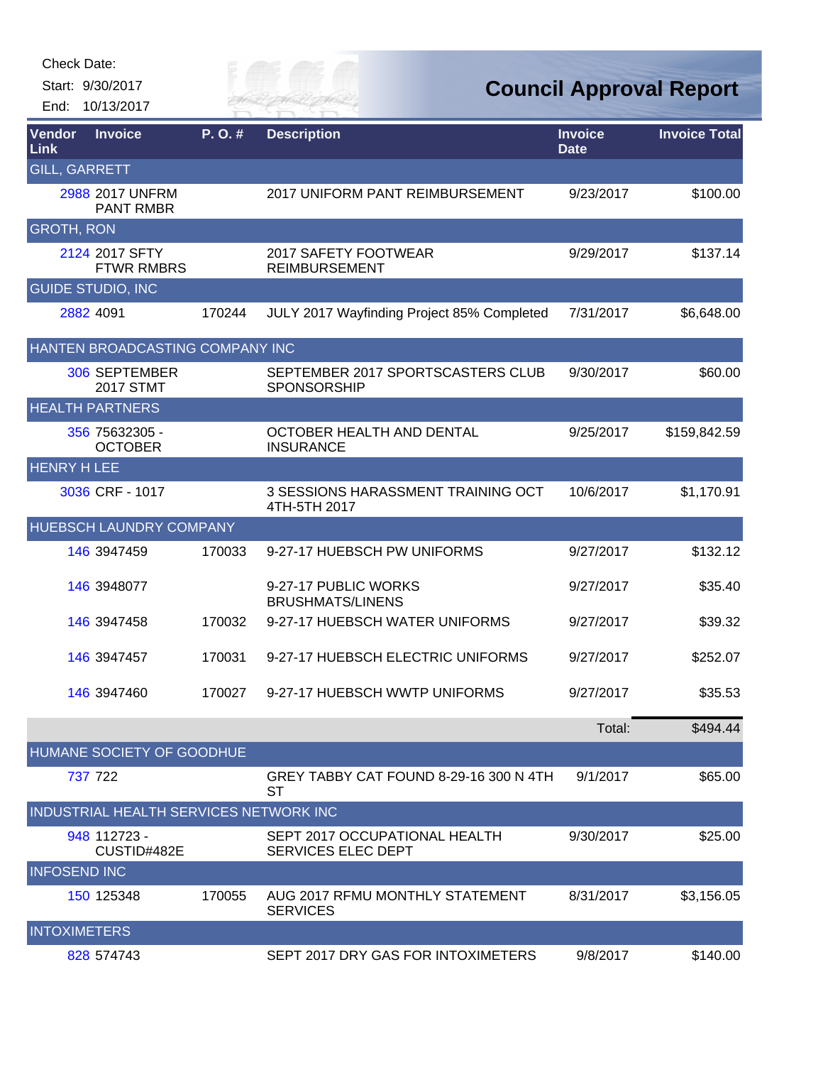Check Date:

Start: 9/30/2017

End: 10/13/2017

# Council Approval Report

| Vendor Link | Invoice | P. O. # | Description | Invoice Date | Invoice Total |
|---|---|---|---|---|---|
| GILL, GARRETT | | | | | |
| 2988 | 2017 UNFRM PANT RMBR | | 2017 UNIFORM PANT REIMBURSEMENT | 9/23/2017 | $100.00 |
| GROTH, RON | | | | | |
| 2124 | 2017 SFTY FTWR RMBRS | | 2017 SAFETY FOOTWEAR REIMBURSEMENT | 9/29/2017 | $137.14 |
| GUIDE STUDIO, INC | | | | | |
| 2882 | 4091 | 170244 | JULY 2017 Wayfinding Project 85% Completed | 7/31/2017 | $6,648.00 |
| HANTEN BROADCASTING COMPANY INC | | | | | |
| 306 | SEPTEMBER 2017 STMT | | SEPTEMBER 2017 SPORTSCASTERS CLUB SPONSORSHIP | 9/30/2017 | $60.00 |
| HEALTH PARTNERS | | | | | |
| 356 | 75632305 - OCTOBER | | OCTOBER HEALTH AND DENTAL INSURANCE | 9/25/2017 | $159,842.59 |
| HENRY H LEE | | | | | |
| 3036 | CRF - 1017 | | 3 SESSIONS HARASSMENT TRAINING OCT 4TH-5TH 2017 | 10/6/2017 | $1,170.91 |
| HUEBSCH LAUNDRY COMPANY | | | | | |
| 146 | 3947459 | 170033 | 9-27-17 HUEBSCH PW UNIFORMS | 9/27/2017 | $132.12 |
| 146 | 3948077 | | 9-27-17 PUBLIC WORKS BRUSHMATS/LINENS | 9/27/2017 | $35.40 |
| 146 | 3947458 | 170032 | 9-27-17 HUEBSCH WATER UNIFORMS | 9/27/2017 | $39.32 |
| 146 | 3947457 | 170031 | 9-27-17 HUEBSCH ELECTRIC UNIFORMS | 9/27/2017 | $252.07 |
| 146 | 3947460 | 170027 | 9-27-17 HUEBSCH WWTP UNIFORMS | 9/27/2017 | $35.53 |
| | | | | Total: | $494.44 |
| HUMANE SOCIETY OF GOODHUE | | | | | |
| 737 | 722 | | GREY TABBY CAT FOUND 8-29-16 300 N 4TH ST | 9/1/2017 | $65.00 |
| INDUSTRIAL HEALTH SERVICES NETWORK INC | | | | | |
| 948 | 112723 - CUSTID#482E | | SEPT 2017 OCCUPATIONAL HEALTH SERVICES ELEC DEPT | 9/30/2017 | $25.00 |
| INFOSEND INC | | | | | |
| 150 | 125348 | 170055 | AUG 2017 RFMU MONTHLY STATEMENT SERVICES | 8/31/2017 | $3,156.05 |
| INTOXIMETERS | | | | | |
| 828 | 574743 | | SEPT 2017 DRY GAS FOR INTOXIMETERS | 9/8/2017 | $140.00 |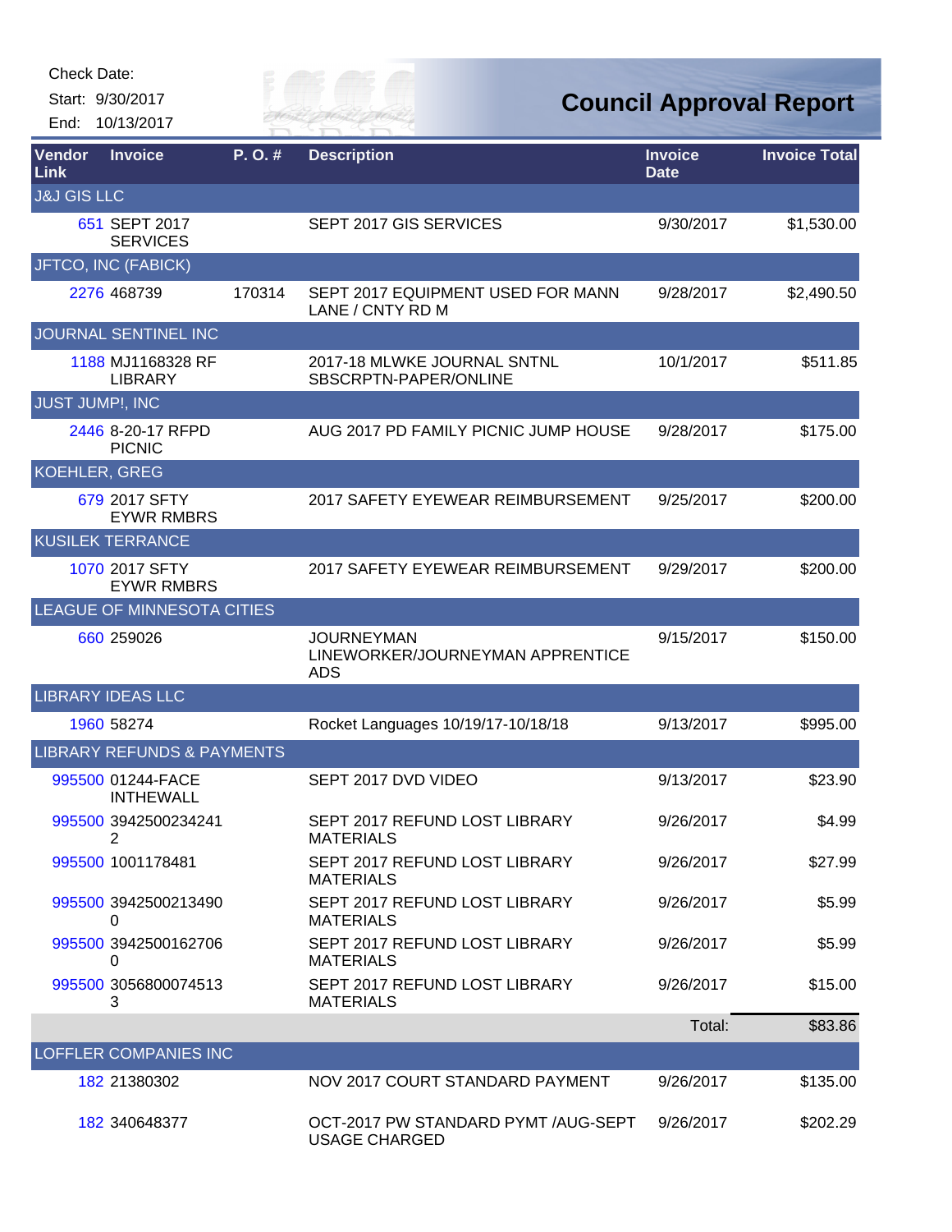Check Date:

Start: 9/30/2017

End: 10/13/2017

# Council Approval Report

| Vendor Link | Invoice | P. O. # | Description | Invoice Date | Invoice Total |
|---|---|---|---|---|---|
| **J&J GIS LLC** | | | | | |
| 651 | SEPT 2017 SERVICES | | SEPT 2017 GIS SERVICES | 9/30/2017 | $1,530.00 |
| **JFTCO, INC (FABICK)** | | | | | |
| 2276 | 468739 | 170314 | SEPT 2017 EQUIPMENT USED FOR MANN LANE / CNTY RD M | 9/28/2017 | $2,490.50 |
| **JOURNAL SENTINEL INC** | | | | | |
| 1188 | MJ1168328 RF LIBRARY | | 2017-18 MLWKE JOURNAL SNTNL SBSCRPTN-PAPER/ONLINE | 10/1/2017 | $511.85 |
| **JUST JUMP!, INC** | | | | | |
| 2446 | 8-20-17 RFPD PICNIC | | AUG 2017 PD FAMILY PICNIC JUMP HOUSE | 9/28/2017 | $175.00 |
| **KOEHLER, GREG** | | | | | |
| 679 | 2017 SFTY EYWR RMBRS | | 2017 SAFETY EYEWEAR REIMBURSEMENT | 9/25/2017 | $200.00 |
| **KUSILEK TERRANCE** | | | | | |
| 1070 | 2017 SFTY EYWR RMBRS | | 2017 SAFETY EYEWEAR REIMBURSEMENT | 9/29/2017 | $200.00 |
| **LEAGUE OF MINNESOTA CITIES** | | | | | |
| 660 | 259026 | | JOURNEYMAN LINEWORKER/JOURNEYMAN APPRENTICE ADS | 9/15/2017 | $150.00 |
| **LIBRARY IDEAS LLC** | | | | | |
| 1960 | 58274 | | Rocket Languages 10/19/17-10/18/18 | 9/13/2017 | $995.00 |
| **LIBRARY REFUNDS & PAYMENTS** | | | | | |
| 995500 | 01244-FACE INTHEWALL | | SEPT 2017 DVD VIDEO | 9/13/2017 | $23.90 |
| 995500 | 39425002342412 | | SEPT 2017 REFUND LOST LIBRARY MATERIALS | 9/26/2017 | $4.99 |
| 995500 | 1001178481 | | SEPT 2017 REFUND LOST LIBRARY MATERIALS | 9/26/2017 | $27.99 |
| 995500 | 39425002134900 | | SEPT 2017 REFUND LOST LIBRARY MATERIALS | 9/26/2017 | $5.99 |
| 995500 | 39425001627060 | | SEPT 2017 REFUND LOST LIBRARY MATERIALS | 9/26/2017 | $5.99 |
| 995500 | 30568000745133 | | SEPT 2017 REFUND LOST LIBRARY MATERIALS | 9/26/2017 | $15.00 |
| | | | | Total: | $83.86 |
| **LOFFLER COMPANIES INC** | | | | | |
| 182 | 21380302 | | NOV 2017 COURT STANDARD PAYMENT | 9/26/2017 | $135.00 |
| 182 | 340648377 | | OCT-2017 PW STANDARD PYMT /AUG-SEPT USAGE CHARGED | 9/26/2017 | $202.29 |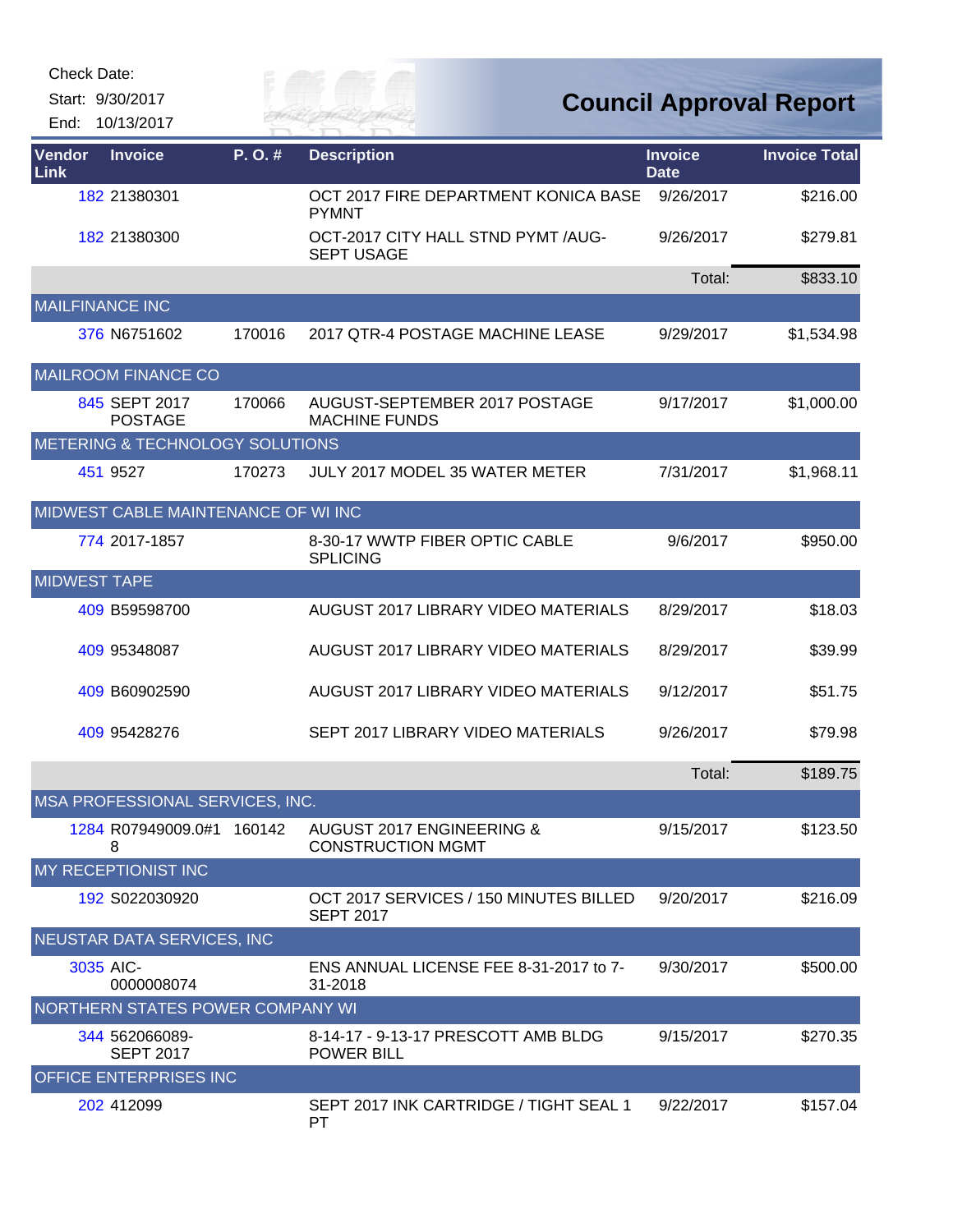Check Date:

Start: 9/30/2017

End: 10/13/2017

# Council Approval Report

| Vendor Link | Invoice | P. O. # | Description | Invoice Date | Invoice Total |
|---|---|---|---|---|---|
| 182 | 21380301 | | OCT 2017 FIRE DEPARTMENT KONICA BASE PYMNT | 9/26/2017 | $216.00 |
| 182 | 21380300 | | OCT-2017 CITY HALL STND PYMT /AUG-SEPT USAGE | 9/26/2017 | $279.81 |
| | | | | Total: | $833.10 |
| MAILFINANCE INC | | | | | |
| 376 | N6751602 | 170016 | 2017 QTR-4 POSTAGE MACHINE LEASE | 9/29/2017 | $1,534.98 |
| MAILROOM FINANCE CO | | | | | |
| 845 | SEPT 2017 POSTAGE | 170066 | AUGUST-SEPTEMBER 2017 POSTAGE MACHINE FUNDS | 9/17/2017 | $1,000.00 |
| METERING & TECHNOLOGY SOLUTIONS | | | | | |
| 451 | 9527 | 170273 | JULY 2017 MODEL 35 WATER METER | 7/31/2017 | $1,968.11 |
| MIDWEST CABLE MAINTENANCE OF WI INC | | | | | |
| 774 | 2017-1857 | | 8-30-17 WWTP FIBER OPTIC CABLE SPLICING | 9/6/2017 | $950.00 |
| MIDWEST TAPE | | | | | |
| 409 | B59598700 | | AUGUST 2017 LIBRARY VIDEO MATERIALS | 8/29/2017 | $18.03 |
| 409 | 95348087 | | AUGUST 2017 LIBRARY VIDEO MATERIALS | 8/29/2017 | $39.99 |
| 409 | B60902590 | | AUGUST 2017 LIBRARY VIDEO MATERIALS | 9/12/2017 | $51.75 |
| 409 | 95428276 | | SEPT 2017 LIBRARY VIDEO MATERIALS | 9/26/2017 | $79.98 |
| | | | | Total: | $189.75 |
| MSA PROFESSIONAL SERVICES, INC. | | | | | |
| 1284 | R07949009.0#18 | 160142 | AUGUST 2017 ENGINEERING & CONSTRUCTION MGMT | 9/15/2017 | $123.50 |
| MY RECEPTIONIST INC | | | | | |
| 192 | S022030920 | | OCT 2017 SERVICES / 150 MINUTES BILLED SEPT 2017 | 9/20/2017 | $216.09 |
| NEUSTAR DATA SERVICES, INC | | | | | |
| 3035 | AIC-0000008074 | | ENS ANNUAL LICENSE FEE 8-31-2017 to 7-31-2018 | 9/30/2017 | $500.00 |
| NORTHERN STATES POWER COMPANY WI | | | | | |
| 344 | 562066089-SEPT 2017 | | 8-14-17 - 9-13-17 PRESCOTT AMB BLDG POWER BILL | 9/15/2017 | $270.35 |
| OFFICE ENTERPRISES INC | | | | | |
| 202 | 412099 | | SEPT 2017 INK CARTRIDGE / TIGHT SEAL 1 PT | 9/22/2017 | $157.04 |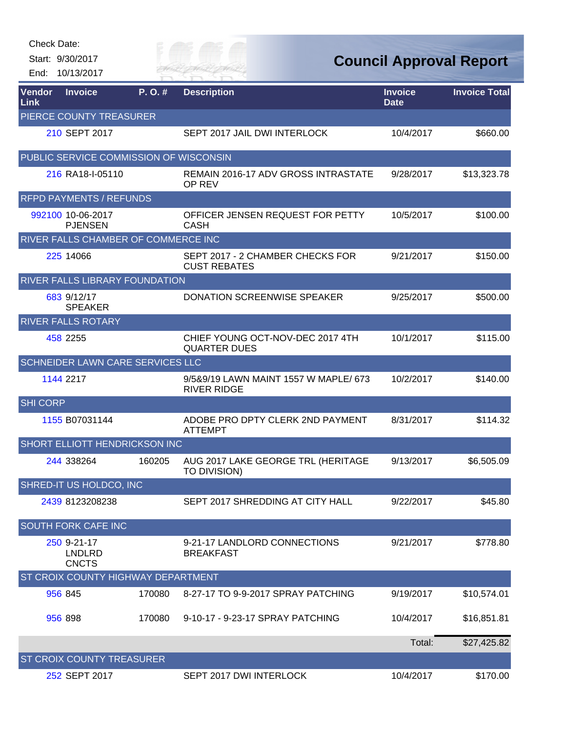Check Date:

Start: 9/30/2017

End: 10/13/2017

# Council Approval Report

| Vendor Link | Invoice | P. O. # | Description | Invoice Date | Invoice Total |
|---|---|---|---|---|---|
| PIERCE COUNTY TREASURER | | | | | |
| 210 | SEPT 2017 | | SEPT 2017 JAIL DWI INTERLOCK | 10/4/2017 | $660.00 |
| PUBLIC SERVICE COMMISSION OF WISCONSIN | | | | | |
| 216 | RA18-I-05110 | | REMAIN 2016-17 ADV GROSS INTRASTATE OP REV | 9/28/2017 | $13,323.78 |
| RFPD PAYMENTS / REFUNDS | | | | | |
| 992100 | 10-06-2017 PJENSEN | | OFFICER JENSEN REQUEST FOR PETTY CASH | 10/5/2017 | $100.00 |
| RIVER FALLS CHAMBER OF COMMERCE INC | | | | | |
| 225 | 14066 | | SEPT 2017 - 2 CHAMBER CHECKS FOR CUST REBATES | 9/21/2017 | $150.00 |
| RIVER FALLS LIBRARY FOUNDATION | | | | | |
| 683 | 9/12/17 SPEAKER | | DONATION SCREENWISE SPEAKER | 9/25/2017 | $500.00 |
| RIVER FALLS ROTARY | | | | | |
| 458 | 2255 | | CHIEF YOUNG OCT-NOV-DEC 2017 4TH QUARTER DUES | 10/1/2017 | $115.00 |
| SCHNEIDER LAWN CARE SERVICES LLC | | | | | |
| 1144 | 2217 | | 9/5&9/19 LAWN MAINT 1557 W MAPLE/ 673 RIVER RIDGE | 10/2/2017 | $140.00 |
| SHI CORP | | | | | |
| 1155 | B07031144 | | ADOBE PRO DPTY CLERK 2ND PAYMENT ATTEMPT | 8/31/2017 | $114.32 |
| SHORT ELLIOTT HENDRICKSON INC | | | | | |
| 244 | 338264 | 160205 | AUG 2017 LAKE GEORGE TRL (HERITAGE TO DIVISION) | 9/13/2017 | $6,505.09 |
| SHRED-IT US HOLDCO, INC | | | | | |
| 2439 | 8123208238 | | SEPT 2017 SHREDDING AT CITY HALL | 9/22/2017 | $45.80 |
| SOUTH FORK CAFE INC | | | | | |
| 250 | 9-21-17 LNDLRD CNCTS | | 9-21-17 LANDLORD CONNECTIONS BREAKFAST | 9/21/2017 | $778.80 |
| ST CROIX COUNTY HIGHWAY DEPARTMENT | | | | | |
| 956 | 845 | 170080 | 8-27-17 TO 9-9-2017 SPRAY PATCHING | 9/19/2017 | $10,574.01 |
| 956 | 898 | 170080 | 9-10-17 - 9-23-17 SPRAY PATCHING | 10/4/2017 | $16,851.81 |
| | | | | Total: | $27,425.82 |
| ST CROIX COUNTY TREASURER | | | | | |
| 252 | SEPT 2017 | | SEPT 2017 DWI INTERLOCK | 10/4/2017 | $170.00 |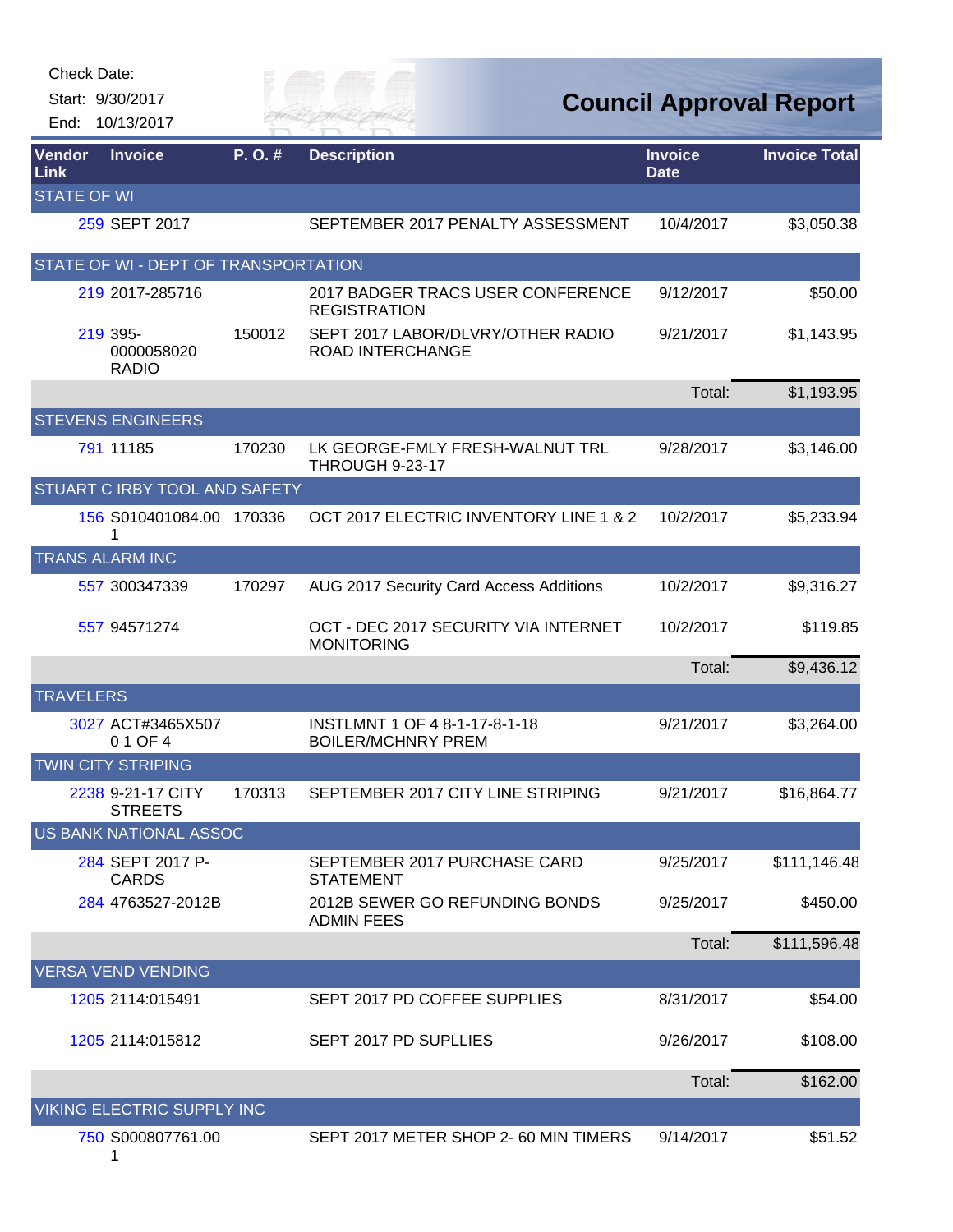Check Date:

Start: 9/30/2017

End: 10/13/2017

# Council Approval Report

| Vendor Link | Invoice | P. O. # | Description | Invoice Date | Invoice Total |
|---|---|---|---|---|---|
| STATE OF WI | | | | | |
| 259 | SEPT 2017 | | SEPTEMBER 2017 PENALTY ASSESSMENT | 10/4/2017 | $3,050.38 |
| STATE OF WI - DEPT OF TRANSPORTATION | | | | | |
| 219 | 2017-285716 | | 2017 BADGER TRACS USER CONFERENCE REGISTRATION | 9/12/2017 | $50.00 |
| 219 | 395-0000058020 RADIO | 150012 | SEPT 2017 LABOR/DLVRY/OTHER RADIO ROAD INTERCHANGE | 9/21/2017 | $1,143.95 |
| | | | | Total: | $1,193.95 |
| STEVENS ENGINEERS | | | | | |
| 791 | 11185 | 170230 | LK GEORGE-FMLY FRESH-WALNUT TRL THROUGH 9-23-17 | 9/28/2017 | $3,146.00 |
| STUART C IRBY TOOL AND SAFETY | | | | | |
| 156 | S010401084.00 1 | 170336 | OCT 2017 ELECTRIC INVENTORY LINE 1 & 2 | 10/2/2017 | $5,233.94 |
| TRANS ALARM INC | | | | | |
| 557 | 300347339 | 170297 | AUG 2017 Security Card Access Additions | 10/2/2017 | $9,316.27 |
| 557 | 94571274 | | OCT - DEC 2017 SECURITY VIA INTERNET MONITORING | 10/2/2017 | $119.85 |
| | | | | Total: | $9,436.12 |
| TRAVELERS | | | | | |
| 3027 | ACT#3465X507 0 1 OF 4 | | INSTLMNT 1 OF 4 8-1-17-8-1-18 BOILER/MCHNRY PREM | 9/21/2017 | $3,264.00 |
| TWIN CITY STRIPING | | | | | |
| 2238 | 9-21-17 CITY STREETS | 170313 | SEPTEMBER 2017 CITY LINE STRIPING | 9/21/2017 | $16,864.77 |
| US BANK NATIONAL ASSOC | | | | | |
| 284 | SEPT 2017 P-CARDS | | SEPTEMBER 2017 PURCHASE CARD STATEMENT | 9/25/2017 | $111,146.48 |
| 284 | 4763527-2012B | | 2012B SEWER GO REFUNDING BONDS ADMIN FEES | 9/25/2017 | $450.00 |
| | | | | Total: | $111,596.48 |
| VERSA VEND VENDING | | | | | |
| 1205 | 2114:015491 | | SEPT 2017 PD COFFEE SUPPLIES | 8/31/2017 | $54.00 |
| 1205 | 2114:015812 | | SEPT 2017 PD SUPLLIES | 9/26/2017 | $108.00 |
| | | | | Total: | $162.00 |
| VIKING ELECTRIC SUPPLY INC | | | | | |
| 750 | S000807761.00 1 | | SEPT 2017 METER SHOP 2- 60 MIN TIMERS | 9/14/2017 | $51.52 |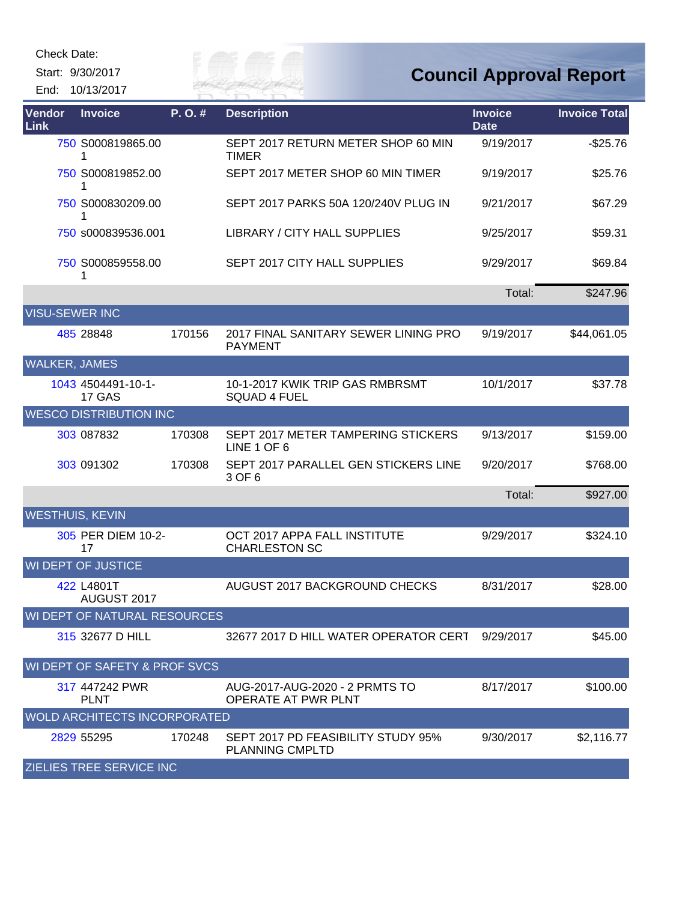Check Date:

Start: 9/30/2017

End: 10/13/2017

# Council Approval Report

| Vendor Link | Invoice | P. O. # | Description | Invoice Date | Invoice Total |
|---|---|---|---|---|---|
| 750 | S000819865.001 | | SEPT 2017 RETURN METER SHOP 60 MIN TIMER | 9/19/2017 | -$25.76 |
| 750 | S000819852.001 | | SEPT 2017 METER SHOP 60 MIN TIMER | 9/19/2017 | $25.76 |
| 750 | S000830209.001 | | SEPT 2017 PARKS 50A 120/240V PLUG IN | 9/21/2017 | $67.29 |
| 750 | s000839536.001 | | LIBRARY / CITY HALL SUPPLIES | 9/25/2017 | $59.31 |
| 750 | S000859558.001 | | SEPT 2017 CITY HALL SUPPLIES | 9/29/2017 | $69.84 |
| | | | | Total: | $247.96 |
| VISU-SEWER INC | | | | | |
| 485 | 28848 | 170156 | 2017 FINAL SANITARY SEWER LINING PRO PAYMENT | 9/19/2017 | $44,061.05 |
| WALKER, JAMES | | | | | |
| 1043 | 4504491-10-1-17 GAS | | 10-1-2017 KWIK TRIP GAS RMBRSMT SQUAD 4 FUEL | 10/1/2017 | $37.78 |
| WESCO DISTRIBUTION INC | | | | | |
| 303 | 087832 | 170308 | SEPT 2017 METER TAMPERING STICKERS LINE 1 OF 6 | 9/13/2017 | $159.00 |
| 303 | 091302 | 170308 | SEPT 2017 PARALLEL GEN STICKERS LINE 3 OF 6 | 9/20/2017 | $768.00 |
| | | | | Total: | $927.00 |
| WESTHUIS, KEVIN | | | | | |
| 305 | PER DIEM 10-2-17 | | OCT 2017 APPA FALL INSTITUTE CHARLESTON SC | 9/29/2017 | $324.10 |
| WI DEPT OF JUSTICE | | | | | |
| 422 | L4801T AUGUST 2017 | | AUGUST 2017 BACKGROUND CHECKS | 8/31/2017 | $28.00 |
| WI DEPT OF NATURAL RESOURCES | | | | | |
| 315 | 32677 D HILL | | 32677 2017 D HILL WATER OPERATOR CERT | 9/29/2017 | $45.00 |
| WI DEPT OF SAFETY & PROF SVCS | | | | | |
| 317 | 447242 PWR PLNT | | AUG-2017-AUG-2020 - 2 PRMTS TO OPERATE AT PWR PLNT | 8/17/2017 | $100.00 |
| WOLD ARCHITECTS INCORPORATED | | | | | |
| 2829 | 55295 | 170248 | SEPT 2017 PD FEASIBILITY STUDY 95% PLANNING CMPLTD | 9/30/2017 | $2,116.77 |
| ZIELIES TREE SERVICE INC | | | | | |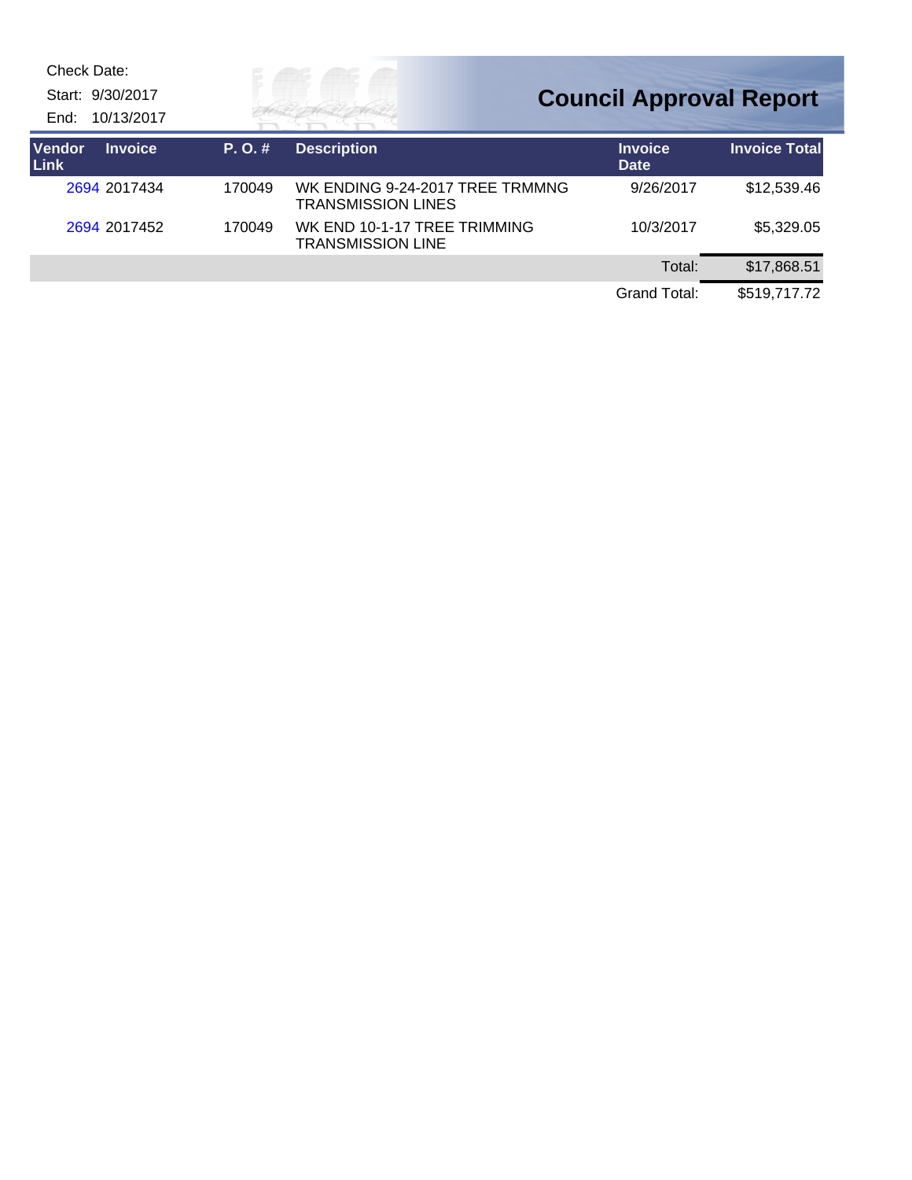Check Date:

Start: 9/30/2017

End: 10/13/2017

# Council Approval Report

| Vendor Link | Invoice | P. O. # | Description | Invoice Date | Invoice Total |
|---|---|---|---|---|---|
| 2694 | 2017434 | 170049 | WK ENDING 9-24-2017 TREE TRMMNG TRANSMISSION LINES | 9/26/2017 | $12,539.46 |
| 2694 | 2017452 | 170049 | WK END 10-1-17 TREE TRIMMING TRANSMISSION LINE | 10/3/2017 | $5,329.05 |
| | | | | Total: | $17,868.51 |
| | | | | Grand Total: | $519,717.72 |